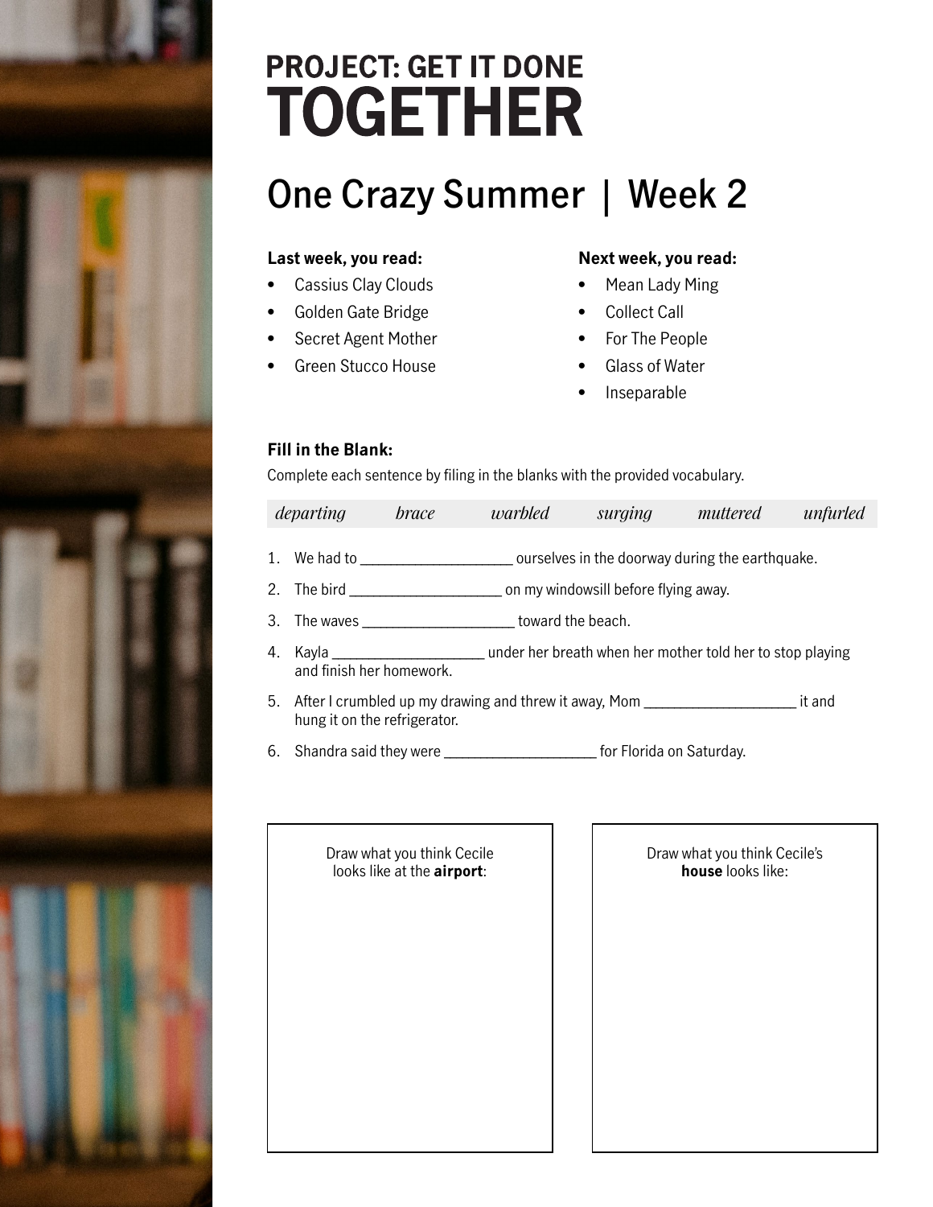# PROJECT: GET IT DONE TOGETHER

## One Crazy Summer | Week 2

**Last week, you read:**

- Cassius Clay Clouds
- Golden Gate Bridge
- Secret Agent Mother
- Green Stucco House

**Next week, you read:**

- Mean Lady Ming
- Collect Call
- For The People
- Glass of Water
- Inseparable

**Fill in the Blank:**

Complete each sentence by filing in the blanks with the provided vocabulary.

| *departing* | *brace* | *warbled* | *surging* | *muttered* | *unfurled* |
|---|---|---|---|---|---|

1. We had to ____________________ ourselves in the doorway during the earthquake.
2. The bird ____________________ on my windowsill before flying away.
3. The waves ____________________ toward the beach.
4. Kayla ____________________ under her breath when her mother told her to stop playing and finish her homework.
5. After I crumbled up my drawing and threw it away, Mom ____________________ it and hung it on the refrigerator.
6. Shandra said they were ____________________ for Florida on Saturday.

Draw what you think Cecile looks like at the **airport**:

Draw what you think Cecile's **house** looks like: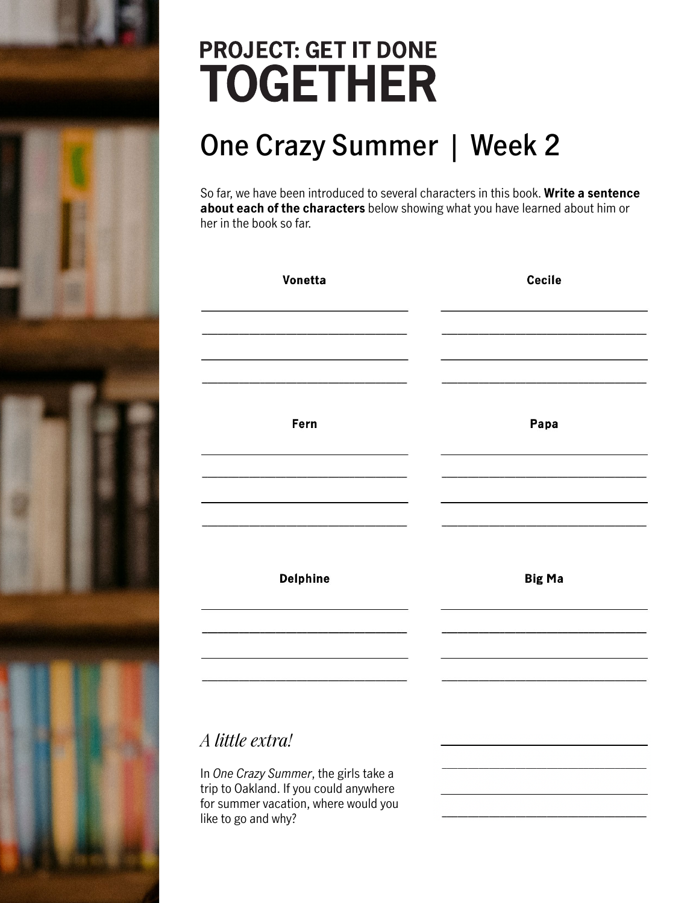# PROJECT: GET IT DONE TOGETHER

## One Crazy Summer | Week 2

So far, we have been introduced to several characters in this book. **Write a sentence about each of the characters** below showing what you have learned about him or her in the book so far.

**Vonetta**

\_\_\_\_\_\_\_\_\_\_\_\_\_\_\_\_\_\_\_\_\_\_\_\_\_\_\_\_\_\_

\_\_\_\_\_\_\_\_\_\_\_\_\_\_\_\_\_\_\_\_\_\_\_\_\_\_\_\_\_\_

\_\_\_\_\_\_\_\_\_\_\_\_\_\_\_\_\_\_\_\_\_\_\_\_\_\_\_\_\_\_

\_\_\_\_\_\_\_\_\_\_\_\_\_\_\_\_\_\_\_\_\_\_\_\_\_\_\_\_\_\_

**Cecile**

\_\_\_\_\_\_\_\_\_\_\_\_\_\_\_\_\_\_\_\_\_\_\_\_\_\_\_\_\_\_

\_\_\_\_\_\_\_\_\_\_\_\_\_\_\_\_\_\_\_\_\_\_\_\_\_\_\_\_\_\_

\_\_\_\_\_\_\_\_\_\_\_\_\_\_\_\_\_\_\_\_\_\_\_\_\_\_\_\_\_\_

\_\_\_\_\_\_\_\_\_\_\_\_\_\_\_\_\_\_\_\_\_\_\_\_\_\_\_\_\_\_

**Fern**

\_\_\_\_\_\_\_\_\_\_\_\_\_\_\_\_\_\_\_\_\_\_\_\_\_\_\_\_\_\_

\_\_\_\_\_\_\_\_\_\_\_\_\_\_\_\_\_\_\_\_\_\_\_\_\_\_\_\_\_\_

\_\_\_\_\_\_\_\_\_\_\_\_\_\_\_\_\_\_\_\_\_\_\_\_\_\_\_\_\_\_

\_\_\_\_\_\_\_\_\_\_\_\_\_\_\_\_\_\_\_\_\_\_\_\_\_\_\_\_\_\_

**Papa**

\_\_\_\_\_\_\_\_\_\_\_\_\_\_\_\_\_\_\_\_\_\_\_\_\_\_\_\_\_\_

\_\_\_\_\_\_\_\_\_\_\_\_\_\_\_\_\_\_\_\_\_\_\_\_\_\_\_\_\_\_

\_\_\_\_\_\_\_\_\_\_\_\_\_\_\_\_\_\_\_\_\_\_\_\_\_\_\_\_\_\_

\_\_\_\_\_\_\_\_\_\_\_\_\_\_\_\_\_\_\_\_\_\_\_\_\_\_\_\_\_\_

**Delphine**

\_\_\_\_\_\_\_\_\_\_\_\_\_\_\_\_\_\_\_\_\_\_\_\_\_\_\_\_\_\_

\_\_\_\_\_\_\_\_\_\_\_\_\_\_\_\_\_\_\_\_\_\_\_\_\_\_\_\_\_\_

\_\_\_\_\_\_\_\_\_\_\_\_\_\_\_\_\_\_\_\_\_\_\_\_\_\_\_\_\_\_

\_\_\_\_\_\_\_\_\_\_\_\_\_\_\_\_\_\_\_\_\_\_\_\_\_\_\_\_\_\_

**Big Ma**

\_\_\_\_\_\_\_\_\_\_\_\_\_\_\_\_\_\_\_\_\_\_\_\_\_\_\_\_\_\_

\_\_\_\_\_\_\_\_\_\_\_\_\_\_\_\_\_\_\_\_\_\_\_\_\_\_\_\_\_\_

\_\_\_\_\_\_\_\_\_\_\_\_\_\_\_\_\_\_\_\_\_\_\_\_\_\_\_\_\_\_

\_\_\_\_\_\_\_\_\_\_\_\_\_\_\_\_\_\_\_\_\_\_\_\_\_\_\_\_\_\_

### *A little extra!*

In *One Crazy Summer*, the girls take a trip to Oakland. If you could anywhere for summer vacation, where would you like to go and why?

\_\_\_\_\_\_\_\_\_\_\_\_\_\_\_\_\_\_\_\_\_\_\_\_\_\_\_\_\_\_

\_\_\_\_\_\_\_\_\_\_\_\_\_\_\_\_\_\_\_\_\_\_\_\_\_\_\_\_\_\_

\_\_\_\_\_\_\_\_\_\_\_\_\_\_\_\_\_\_\_\_\_\_\_\_\_\_\_\_\_\_

\_\_\_\_\_\_\_\_\_\_\_\_\_\_\_\_\_\_\_\_\_\_\_\_\_\_\_\_\_\_